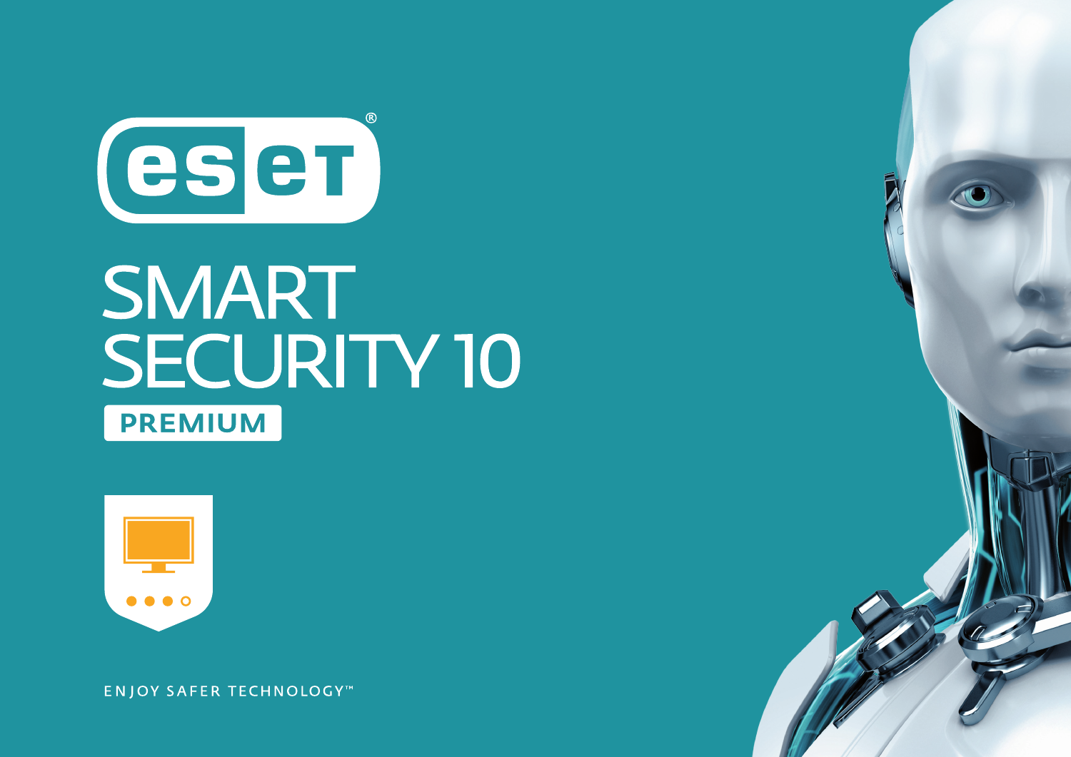# ESET®

# SMART SECURITY 10

**PREMIUM**

ENJOY SAFER TECHNOLOGY™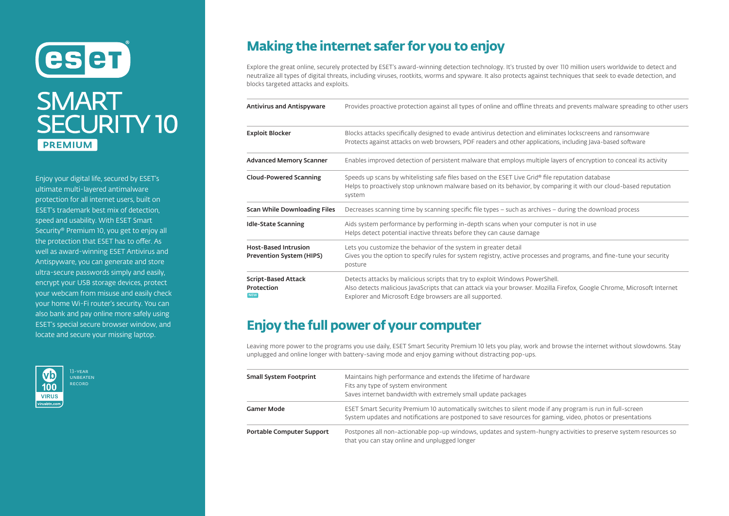# ESET SMART SECURITY 10 PREMIUM

Enjoy your digital life, secured by ESET's ultimate multi-layered antimalware protection for all internet users, built on ESET's trademark best mix of detection, speed and usability. With ESET Smart Security® Premium 10, you get to enjoy all the protection that ESET has to offer. As well as award-winning ESET Antivirus and Antispyware, you can generate and store ultra-secure passwords simply and easily, encrypt your USB storage devices, protect your webcam from misuse and easily check your home Wi-Fi router's security. You can also bank and pay online more safely using ESET's special secure browser window, and locate and secure your missing laptop.

VB 100 VIRUS virusbtn.com — 13-YEAR UNBEATEN RECORD

## Making the internet safer for you to enjoy

Explore the great online, securely protected by ESET's award-winning detection technology. It's trusted by over 110 million users worldwide to detect and neutralize all types of digital threats, including viruses, rootkits, worms and spyware. It also protects against techniques that seek to evade detection, and blocks targeted attacks and exploits.

| Feature | Description |
|---|---|
| **Antivirus and Antispyware** | Provides proactive protection against all types of online and offline threats and prevents malware spreading to other users |
| **Exploit Blocker** | Blocks attacks specifically designed to evade antivirus detection and eliminates lockscreens and ransomware<br>Protects against attacks on web browsers, PDF readers and other applications, including Java-based software |
| **Advanced Memory Scanner** | Enables improved detection of persistent malware that employs multiple layers of encryption to conceal its activity |
| **Cloud-Powered Scanning** | Speeds up scans by whitelisting safe files based on the ESET Live Grid® file reputation database<br>Helps to proactively stop unknown malware based on its behavior, by comparing it with our cloud-based reputation system |
| **Scan While Downloading Files** | Decreases scanning time by scanning specific file types – such as archives – during the download process |
| **Idle-State Scanning** | Aids system performance by performing in-depth scans when your computer is not in use<br>Helps detect potential inactive threats before they can cause damage |
| **Host-Based Intrusion Prevention System (HIPS)** | Lets you customize the behavior of the system in greater detail<br>Gives you the option to specify rules for system registry, active processes and programs, and fine-tune your security posture |
| **Script-Based Attack Protection** NEW | Detects attacks by malicious scripts that try to exploit Windows PowerShell.<br>Also detects malicious JavaScripts that can attack via your browser. Mozilla Firefox, Google Chrome, Microsoft Internet Explorer and Microsoft Edge browsers are all supported. |

## Enjoy the full power of your computer

Leaving more power to the programs you use daily, ESET Smart Security Premium 10 lets you play, work and browse the internet without slowdowns. Stay unplugged and online longer with battery-saving mode and enjoy gaming without distracting pop-ups.

| Feature | Description |
|---|---|
| **Small System Footprint** | Maintains high performance and extends the lifetime of hardware<br>Fits any type of system environment<br>Saves internet bandwidth with extremely small update packages |
| **Gamer Mode** | ESET Smart Security Premium 10 automatically switches to silent mode if any program is run in full-screen<br>System updates and notifications are postponed to save resources for gaming, video, photos or presentations |
| **Portable Computer Support** | Postpones all non-actionable pop-up windows, updates and system-hungry activities to preserve system resources so that you can stay online and unplugged longer |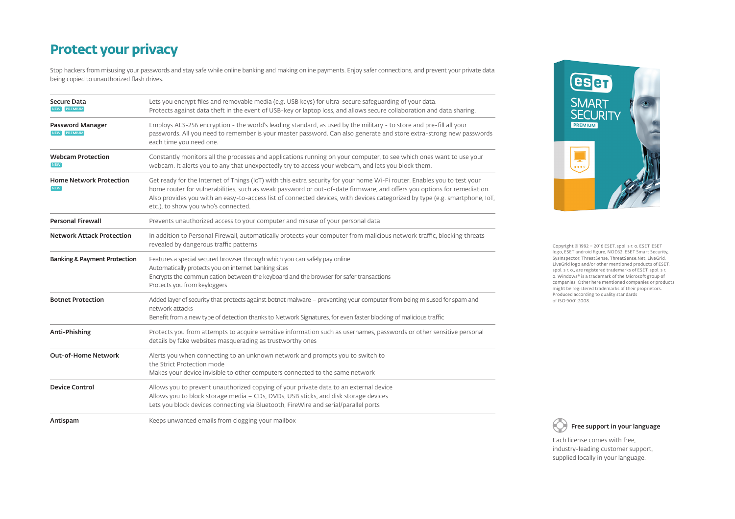# Protect your privacy

Stop hackers from misusing your passwords and stay safe while online banking and making online payments. Enjoy safer connections, and prevent your private data being copied to unauthorized flash drives.

| Feature | Description |
|---|---|
| **Secure Data** NEW PREMIUM | Lets you encrypt files and removable media (e.g. USB keys) for ultra-secure safeguarding of your data.<br>Protects against data theft in the event of USB-key or laptop loss, and allows secure collaboration and data sharing. |
| **Password Manager** NEW PREMIUM | Employs AES-256 encryption - the world's leading standard, as used by the military - to store and pre-fill all your passwords. All you need to remember is your master password. Can also generate and store extra-strong new passwords each time you need one. |
| **Webcam Protection** NEW | Constantly monitors all the processes and applications running on your computer, to see which ones want to use your webcam. It alerts you to any that unexpectedly try to access your webcam, and lets you block them. |
| **Home Network Protection** NEW | Get ready for the Internet of Things (IoT) with this extra security for your home Wi-Fi router. Enables you to test your home router for vulnerabilities, such as weak password or out-of-date firmware, and offers you options for remediation. Also provides you with an easy-to-access list of connected devices, with devices categorized by type (e.g. smartphone, IoT, etc.), to show you who's connected. |
| **Personal Firewall** | Prevents unauthorized access to your computer and misuse of your personal data |
| **Network Attack Protection** | In addition to Personal Firewall, automatically protects your computer from malicious network traffic, blocking threats revealed by dangerous traffic patterns |
| **Banking & Payment Protection** | Features a special secured browser through which you can safely pay online<br>Automatically protects you on internet banking sites<br>Encrypts the communication between the keyboard and the browser for safer transactions<br>Protects you from keyloggers |
| **Botnet Protection** | Added layer of security that protects against botnet malware – preventing your computer from being misused for spam and network attacks<br>Benefit from a new type of detection thanks to Network Signatures, for even faster blocking of malicious traffic |
| **Anti-Phishing** | Protects you from attempts to acquire sensitive information such as usernames, passwords or other sensitive personal details by fake websites masquerading as trustworthy ones |
| **Out-of-Home Network** | Alerts you when connecting to an unknown network and prompts you to switch to the Strict Protection mode<br>Makes your device invisible to other computers connected to the same network |
| **Device Control** | Allows you to prevent unauthorized copying of your private data to an external device<br>Allows you to block storage media – CDs, DVDs, USB sticks, and disk storage devices<br>Lets you block devices connecting via Bluetooth, FireWire and serial/parallel ports |
| **Antispam** | Keeps unwanted emails from clogging your mailbox |

Copyright © 1992 – 2016 ESET, spol. s r. o. ESET, ESET logo, ESET android figure, NOD32, ESET Smart Security, SysInspector, ThreatSense, ThreatSense.Net, LiveGrid, LiveGrid logo and/or other mentioned products of ESET, spol. s r. o., are registered trademarks of ESET, spol. s r. o. Windows® is a trademark of the Microsoft group of companies. Other here mentioned companies or products might be registered trademarks of their proprietors. Produced according to quality standards of ISO 9001:2008.

**Free support in your language**

Each license comes with free, industry-leading customer support, supplied locally in your language.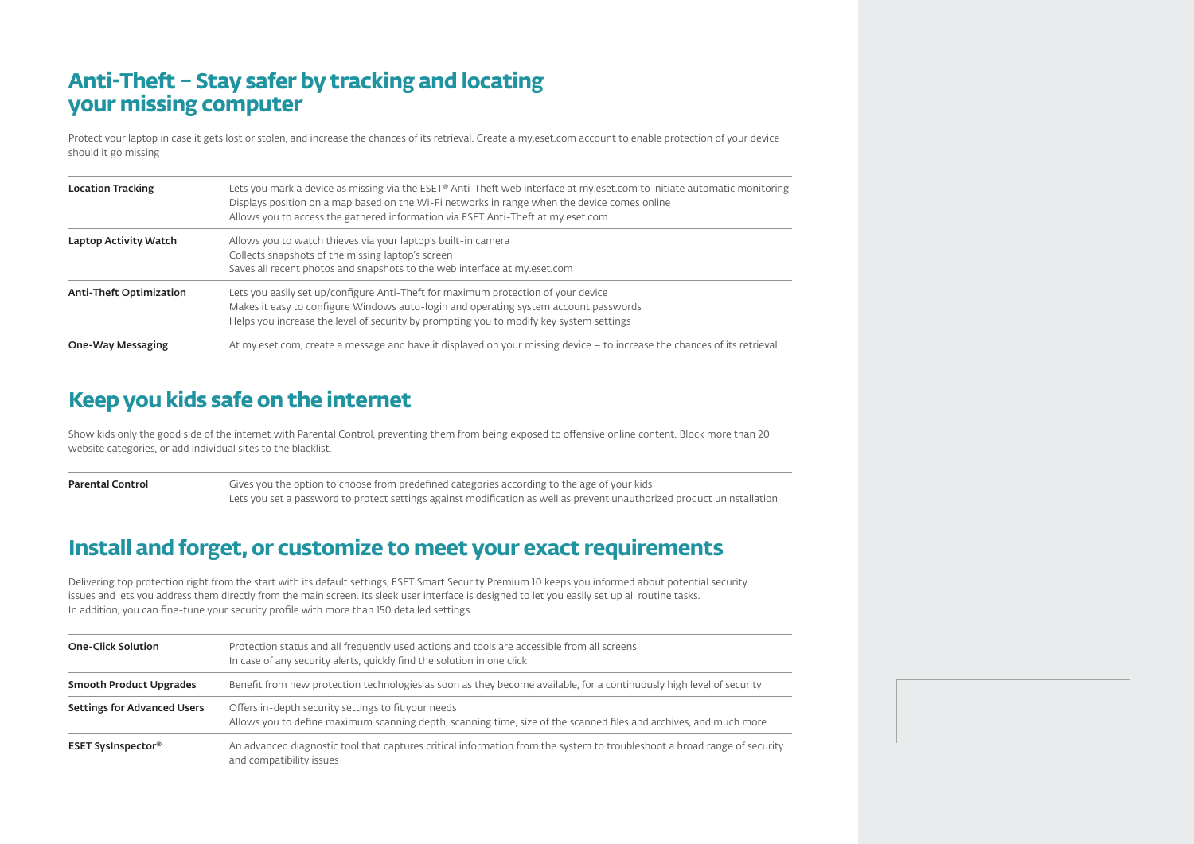## Anti-Theft – Stay safer by tracking and locating your missing computer

Protect your laptop in case it gets lost or stolen, and increase the chances of its retrieval. Create a my.eset.com account to enable protection of your device should it go missing

| | |
|---|---|
| **Location Tracking** | Lets you mark a device as missing via the ESET® Anti-Theft web interface at my.eset.com to initiate automatic monitoring<br>Displays position on a map based on the Wi-Fi networks in range when the device comes online<br>Allows you to access the gathered information via ESET Anti-Theft at my.eset.com |
| **Laptop Activity Watch** | Allows you to watch thieves via your laptop's built-in camera<br>Collects snapshots of the missing laptop's screen<br>Saves all recent photos and snapshots to the web interface at my.eset.com |
| **Anti-Theft Optimization** | Lets you easily set up/configure Anti-Theft for maximum protection of your device<br>Makes it easy to configure Windows auto-login and operating system account passwords<br>Helps you increase the level of security by prompting you to modify key system settings |
| **One-Way Messaging** | At my.eset.com, create a message and have it displayed on your missing device – to increase the chances of its retrieval |

## Keep you kids safe on the internet

Show kids only the good side of the internet with Parental Control, preventing them from being exposed to offensive online content. Block more than 20 website categories, or add individual sites to the blacklist.

| | |
|---|---|
| **Parental Control** | Gives you the option to choose from predefined categories according to the age of your kids<br>Lets you set a password to protect settings against modification as well as prevent unauthorized product uninstallation |

## Install and forget, or customize to meet your exact requirements

Delivering top protection right from the start with its default settings, ESET Smart Security Premium 10 keeps you informed about potential security issues and lets you address them directly from the main screen. Its sleek user interface is designed to let you easily set up all routine tasks. In addition, you can fine-tune your security profile with more than 150 detailed settings.

| | |
|---|---|
| **One-Click Solution** | Protection status and all frequently used actions and tools are accessible from all screens<br>In case of any security alerts, quickly find the solution in one click |
| **Smooth Product Upgrades** | Benefit from new protection technologies as soon as they become available, for a continuously high level of security |
| **Settings for Advanced Users** | Offers in-depth security settings to fit your needs<br>Allows you to define maximum scanning depth, scanning time, size of the scanned files and archives, and much more |
| **ESET SysInspector®** | An advanced diagnostic tool that captures critical information from the system to troubleshoot a broad range of security and compatibility issues |